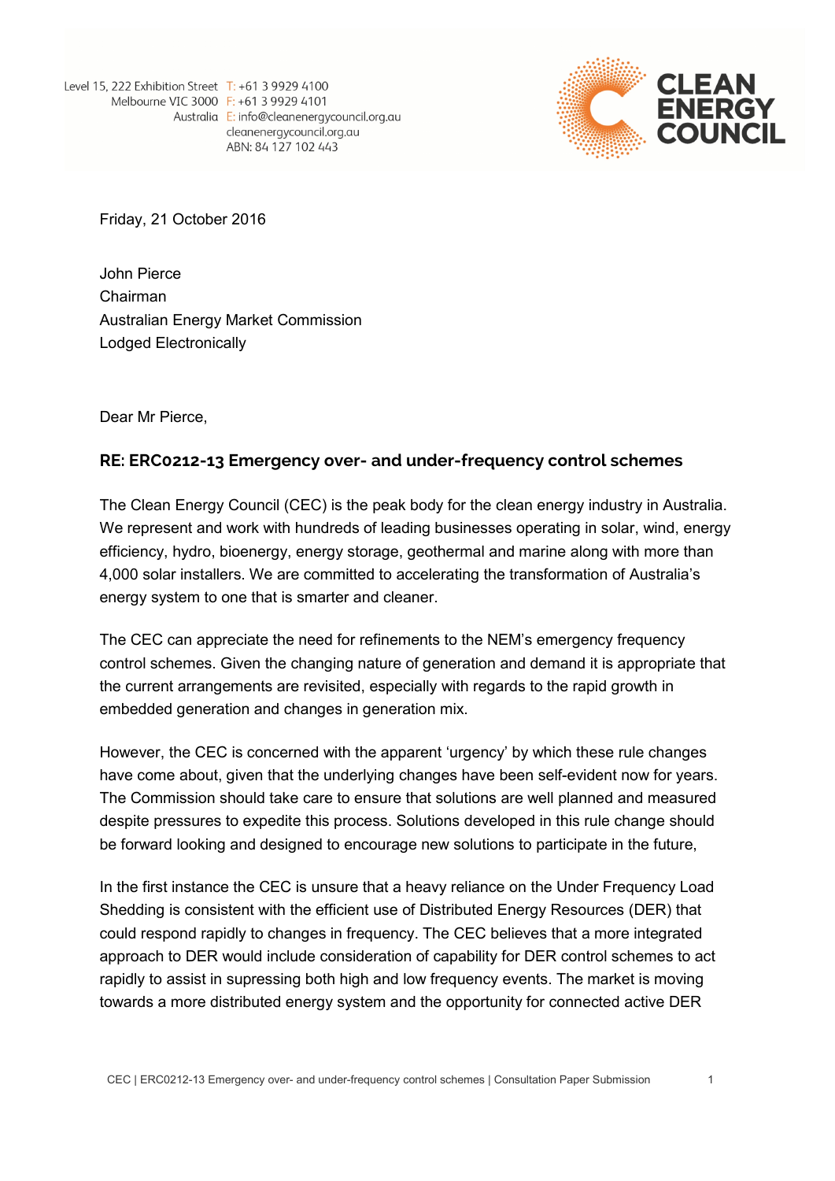Level 15, 222 Exhibition Street
Melbourne VIC 3000
Australia
T: +61 3 9929 4100
F: +61 3 9929 4101
E: info@cleanenergycouncil.org.au
cleanenergycouncil.org.au
ABN: 84 127 102 443

**CLEAN ENERGY COUNCIL**

Friday, 21 October 2016

John Pierce
Chairman
Australian Energy Market Commission
Lodged Electronically

Dear Mr Pierce,

**RE: ERC0212-13 Emergency over- and under-frequency control schemes**

The Clean Energy Council (CEC) is the peak body for the clean energy industry in Australia. We represent and work with hundreds of leading businesses operating in solar, wind, energy efficiency, hydro, bioenergy, energy storage, geothermal and marine along with more than 4,000 solar installers. We are committed to accelerating the transformation of Australia's energy system to one that is smarter and cleaner.

The CEC can appreciate the need for refinements to the NEM's emergency frequency control schemes. Given the changing nature of generation and demand it is appropriate that the current arrangements are revisited, especially with regards to the rapid growth in embedded generation and changes in generation mix.

However, the CEC is concerned with the apparent 'urgency' by which these rule changes have come about, given that the underlying changes have been self-evident now for years. The Commission should take care to ensure that solutions are well planned and measured despite pressures to expedite this process. Solutions developed in this rule change should be forward looking and designed to encourage new solutions to participate in the future,

In the first instance the CEC is unsure that a heavy reliance on the Under Frequency Load Shedding is consistent with the efficient use of Distributed Energy Resources (DER) that could respond rapidly to changes in frequency. The CEC believes that a more integrated approach to DER would include consideration of capability for DER control schemes to act rapidly to assist in supressing both high and low frequency events. The market is moving towards a more distributed energy system and the opportunity for connected active DER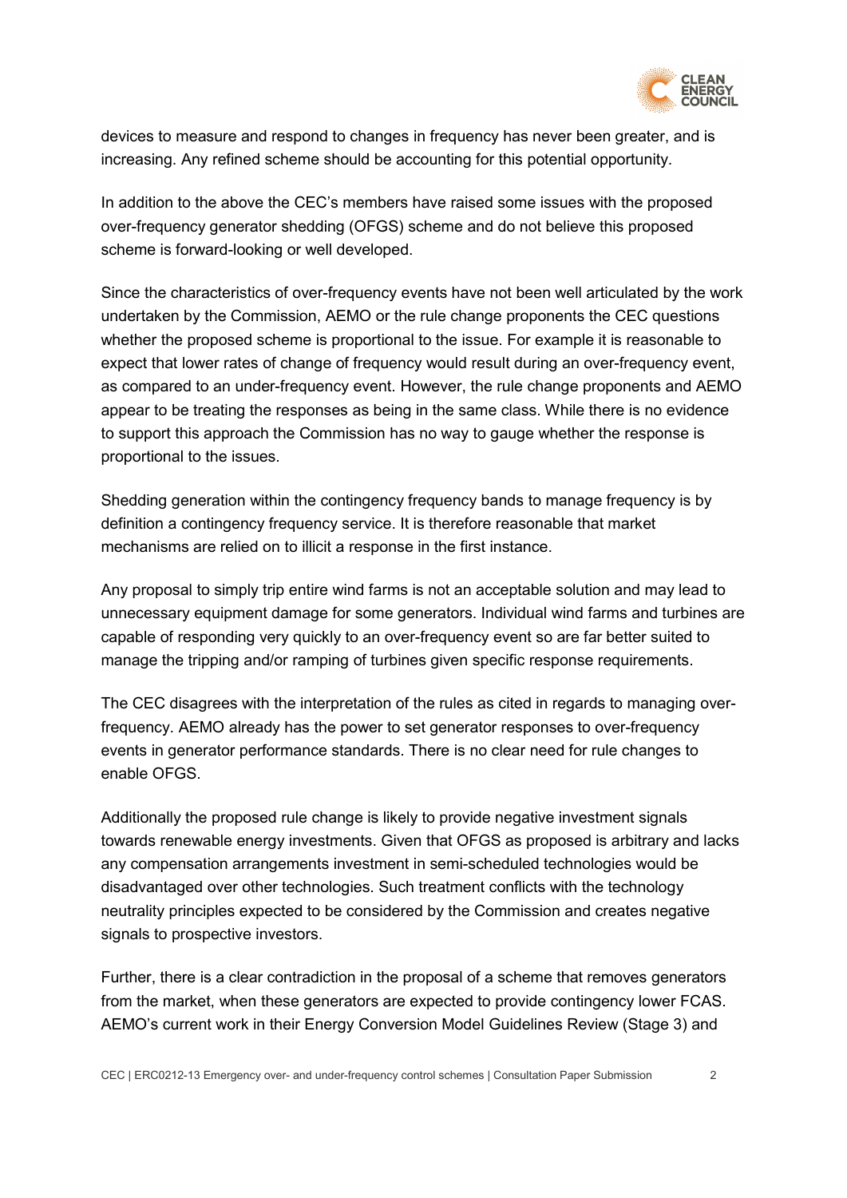devices to measure and respond to changes in frequency has never been greater, and is increasing. Any refined scheme should be accounting for this potential opportunity.

In addition to the above the CEC's members have raised some issues with the proposed over-frequency generator shedding (OFGS) scheme and do not believe this proposed scheme is forward-looking or well developed.

Since the characteristics of over-frequency events have not been well articulated by the work undertaken by the Commission, AEMO or the rule change proponents the CEC questions whether the proposed scheme is proportional to the issue. For example it is reasonable to expect that lower rates of change of frequency would result during an over-frequency event, as compared to an under-frequency event. However, the rule change proponents and AEMO appear to be treating the responses as being in the same class. While there is no evidence to support this approach the Commission has no way to gauge whether the response is proportional to the issues.

Shedding generation within the contingency frequency bands to manage frequency is by definition a contingency frequency service. It is therefore reasonable that market mechanisms are relied on to illicit a response in the first instance.

Any proposal to simply trip entire wind farms is not an acceptable solution and may lead to unnecessary equipment damage for some generators. Individual wind farms and turbines are capable of responding very quickly to an over-frequency event so are far better suited to manage the tripping and/or ramping of turbines given specific response requirements.

The CEC disagrees with the interpretation of the rules as cited in regards to managing over-frequency. AEMO already has the power to set generator responses to over-frequency events in generator performance standards. There is no clear need for rule changes to enable OFGS.

Additionally the proposed rule change is likely to provide negative investment signals towards renewable energy investments. Given that OFGS as proposed is arbitrary and lacks any compensation arrangements investment in semi-scheduled technologies would be disadvantaged over other technologies. Such treatment conflicts with the technology neutrality principles expected to be considered by the Commission and creates negative signals to prospective investors.

Further, there is a clear contradiction in the proposal of a scheme that removes generators from the market, when these generators are expected to provide contingency lower FCAS. AEMO's current work in their Energy Conversion Model Guidelines Review (Stage 3) and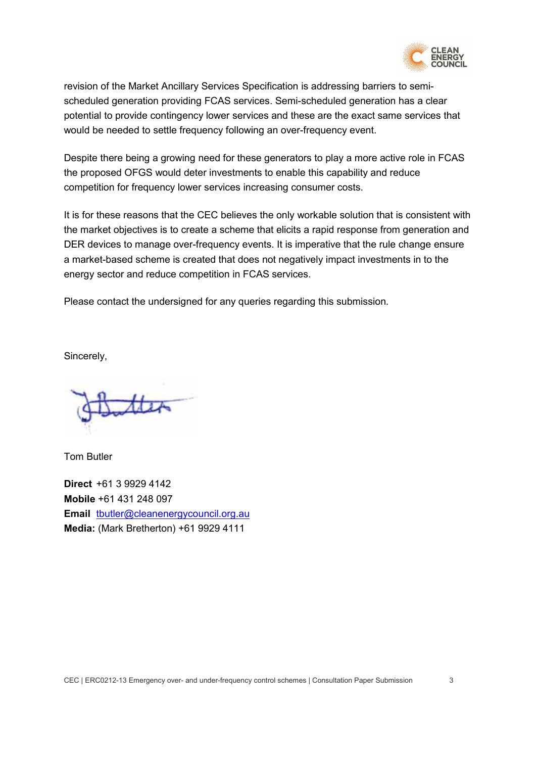revision of the Market Ancillary Services Specification is addressing barriers to semi-scheduled generation providing FCAS services. Semi-scheduled generation has a clear potential to provide contingency lower services and these are the exact same services that would be needed to settle frequency following an over-frequency event.

Despite there being a growing need for these generators to play a more active role in FCAS the proposed OFGS would deter investments to enable this capability and reduce competition for frequency lower services increasing consumer costs.

It is for these reasons that the CEC believes the only workable solution that is consistent with the market objectives is to create a scheme that elicits a rapid response from generation and DER devices to manage over-frequency events. It is imperative that the rule change ensure a market-based scheme is created that does not negatively impact investments in to the energy sector and reduce competition in FCAS services.

Please contact the undersigned for any queries regarding this submission.

Sincerely,

Tom Butler

**Direct** +61 3 9929 4142
**Mobile** +61 431 248 097
**Email** tbutler@cleanenergycouncil.org.au
**Media:** (Mark Bretherton) +61 9929 4111